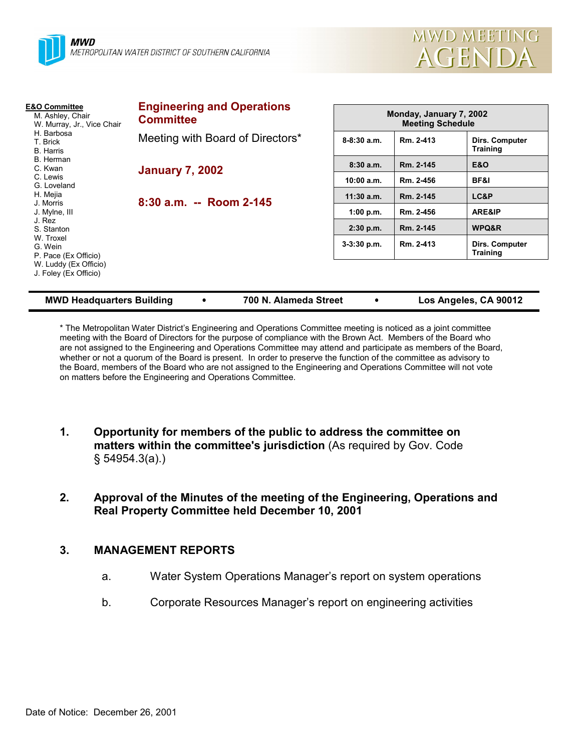**MWD**
*METROPOLITAN WATER DISTRICT OF SOUTHERN CALIFORNIA*

# MWD MEETING AGENDA

**E&O Committee**
- M. Ashley, Chair
- W. Murray, Jr., Vice Chair
- H. Barbosa
- T. Brick
- B. Harris
- B. Herman
- C. Kwan
- C. Lewis
- G. Loveland
- H. Mejia
- J. Morris
- J. Mylne, III
- J. Rez
- S. Stanton
- W. Troxel
- G. Wein
- P. Pace (Ex Officio)
- W. Luddy (Ex Officio)
- J. Foley (Ex Officio)

## Engineering and Operations Committee

Meeting with Board of Directors*

**January 7, 2002**

**8:30 a.m. -- Room 2-145**

| Monday, January 7, 2002 Meeting Schedule | | |
|---|---|---|
| 8-8:30 a.m. | Rm. 2-413 | Dirs. Computer Training |
| 8:30 a.m. | Rm. 2-145 | E&O |
| 10:00 a.m. | Rm. 2-456 | BF&I |
| 11:30 a.m. | Rm. 2-145 | LC&P |
| 1:00 p.m. | Rm. 2-456 | ARE&IP |
| 2:30 p.m. | Rm. 2-145 | WPQ&R |
| 3-3:30 p.m. | Rm. 2-413 | Dirs. Computer Training |

**MWD Headquarters Building • 700 N. Alameda Street • Los Angeles, CA 90012**

* The Metropolitan Water District's Engineering and Operations Committee meeting is noticed as a joint committee meeting with the Board of Directors for the purpose of compliance with the Brown Act. Members of the Board who are not assigned to the Engineering and Operations Committee may attend and participate as members of the Board, whether or not a quorum of the Board is present. In order to preserve the function of the committee as advisory to the Board, members of the Board who are not assigned to the Engineering and Operations Committee will not vote on matters before the Engineering and Operations Committee.

1. **Opportunity for members of the public to address the committee on matters within the committee's jurisdiction** (As required by Gov. Code § 54954.3(a).)

2. **Approval of the Minutes of the meeting of the Engineering, Operations and Real Property Committee held December 10, 2001**

3. **MANAGEMENT REPORTS**

   a. Water System Operations Manager's report on system operations

   b. Corporate Resources Manager's report on engineering activities

Date of Notice: December 26, 2001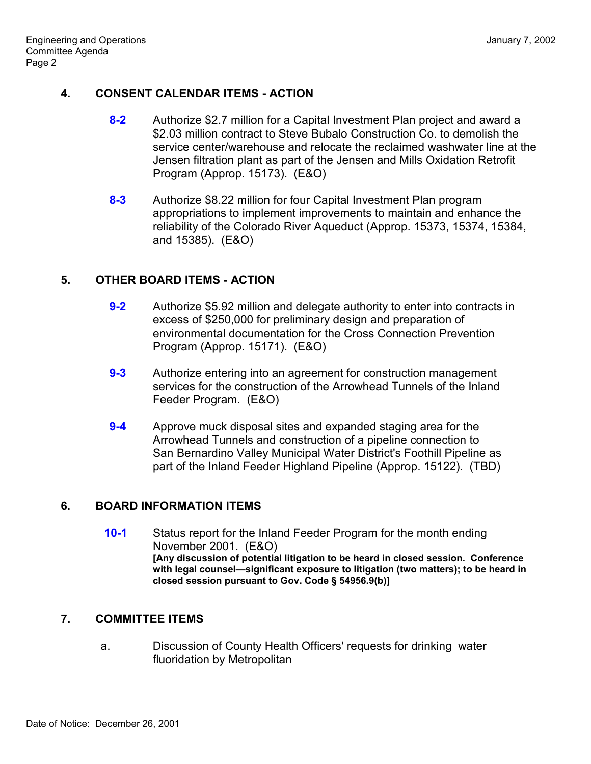## 4. CONSENT CALENDAR ITEMS - ACTION

**8-2** Authorize $2.7 million for a Capital Investment Plan project and award a $2.03 million contract to Steve Bubalo Construction Co. to demolish the service center/warehouse and relocate the reclaimed washwater line at the Jensen filtration plant as part of the Jensen and Mills Oxidation Retrofit Program (Approp. 15173). (E&O)

**8-3** Authorize $8.22 million for four Capital Investment Plan program appropriations to implement improvements to maintain and enhance the reliability of the Colorado River Aqueduct (Approp. 15373, 15374, 15384, and 15385). (E&O)

## 5. OTHER BOARD ITEMS - ACTION

**9-2** Authorize $5.92 million and delegate authority to enter into contracts in excess of $250,000 for preliminary design and preparation of environmental documentation for the Cross Connection Prevention Program (Approp. 15171). (E&O)

**9-3** Authorize entering into an agreement for construction management services for the construction of the Arrowhead Tunnels of the Inland Feeder Program. (E&O)

**9-4** Approve muck disposal sites and expanded staging area for the Arrowhead Tunnels and construction of a pipeline connection to San Bernardino Valley Municipal Water District's Foothill Pipeline as part of the Inland Feeder Highland Pipeline (Approp. 15122). (TBD)

## 6. BOARD INFORMATION ITEMS

**10-1** Status report for the Inland Feeder Program for the month ending November 2001. (E&O)
**[Any discussion of potential litigation to be heard in closed session. Conference with legal counsel—significant exposure to litigation (two matters); to be heard in closed session pursuant to Gov. Code § 54956.9(b)]**

## 7. COMMITTEE ITEMS

a. Discussion of County Health Officers' requests for drinking water fluoridation by Metropolitan

Date of Notice: December 26, 2001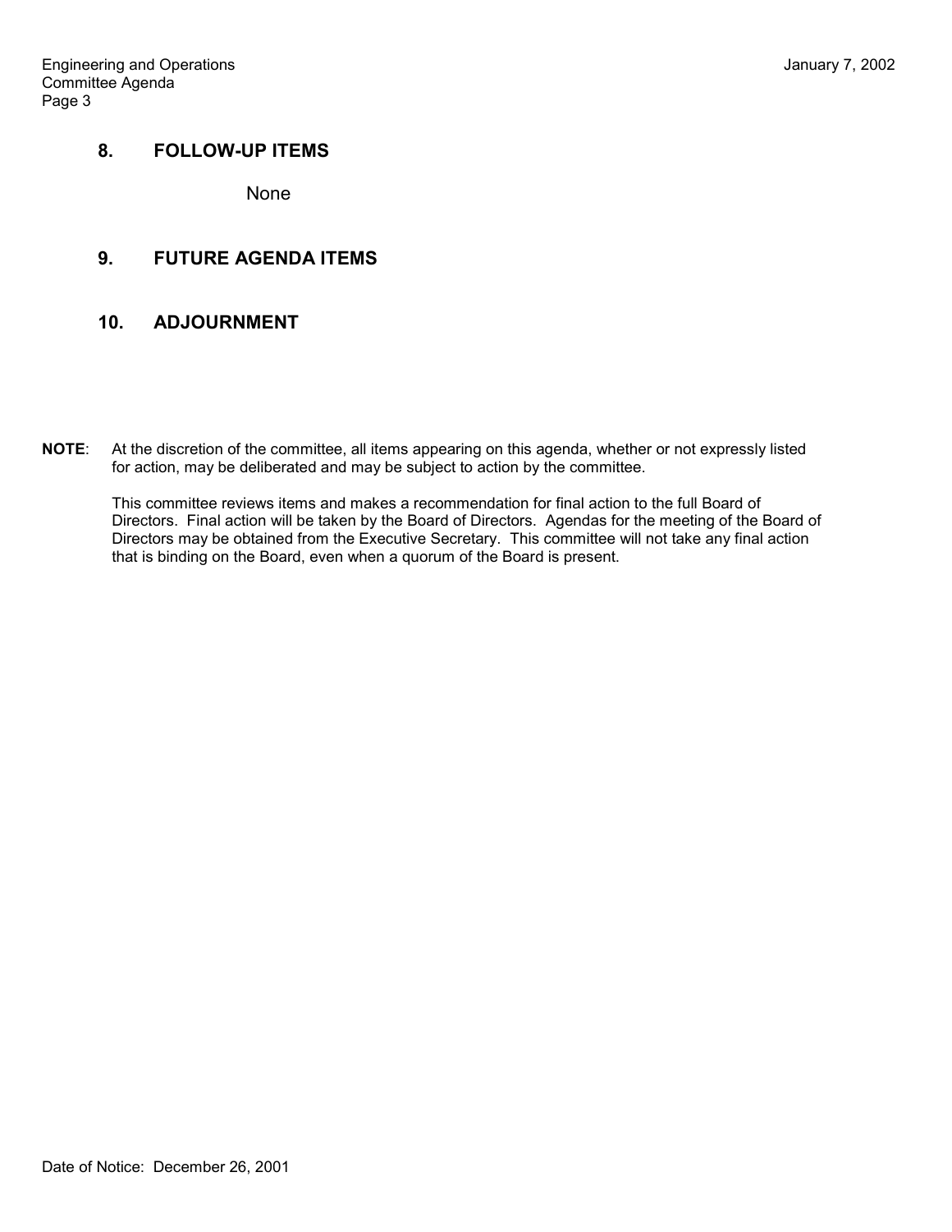## 8. FOLLOW-UP ITEMS

None

## 9. FUTURE AGENDA ITEMS

## 10. ADJOURNMENT

**NOTE**: At the discretion of the committee, all items appearing on this agenda, whether or not expressly listed for action, may be deliberated and may be subject to action by the committee.

This committee reviews items and makes a recommendation for final action to the full Board of Directors. Final action will be taken by the Board of Directors. Agendas for the meeting of the Board of Directors may be obtained from the Executive Secretary. This committee will not take any final action that is binding on the Board, even when a quorum of the Board is present.

Date of Notice: December 26, 2001